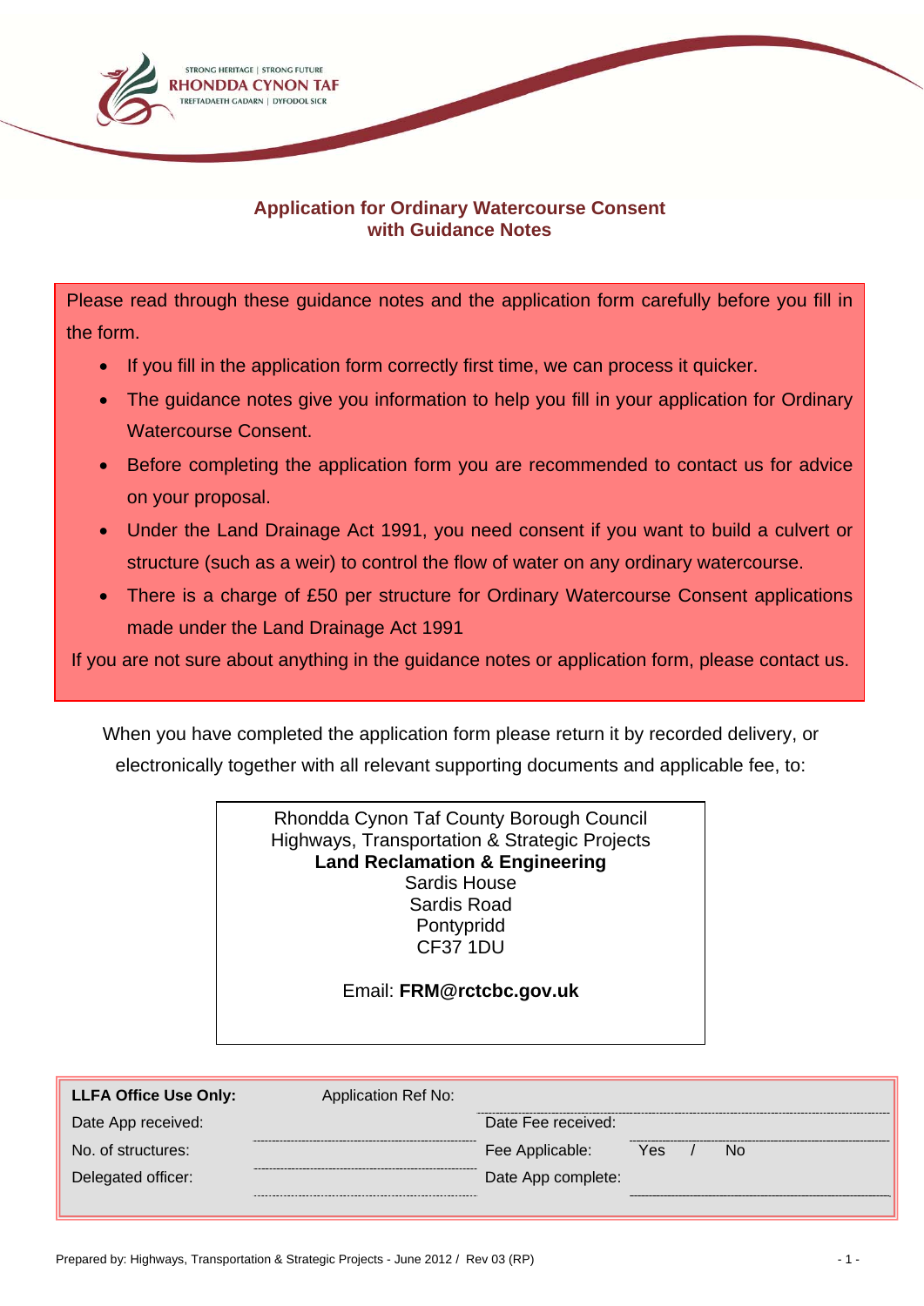STRONG HERITAGE | STRONG FUTURE
RHONDDA CYNON TAF
TREFTADAETH GADARN | DYFODOL SICR

# Application for Ordinary Watercourse Consent with Guidance Notes

Please read through these guidance notes and the application form carefully before you fill in the form.

- If you fill in the application form correctly first time, we can process it quicker.
- The guidance notes give you information to help you fill in your application for Ordinary Watercourse Consent.
- Before completing the application form you are recommended to contact us for advice on your proposal.
- Under the Land Drainage Act 1991, you need consent if you want to build a culvert or structure (such as a weir) to control the flow of water on any ordinary watercourse.
- There is a charge of £50 per structure for Ordinary Watercourse Consent applications made under the Land Drainage Act 1991

If you are not sure about anything in the guidance notes or application form, please contact us.

When you have completed the application form please return it by recorded delivery, or electronically together with all relevant supporting documents and applicable fee, to:

Rhondda Cynon Taf County Borough Council
Highways, Transportation & Strategic Projects
**Land Reclamation & Engineering**
Sardis House
Sardis Road
Pontypridd
CF37 1DU

Email: **FRM@rctcbc.gov.uk**

| **LLFA Office Use Only:** | Application Ref No: | | |
|---|---|---|---|
| Date App received: | | Date Fee received: | |
| No. of structures: | | Fee Applicable: | Yes / No |
| Delegated officer: | | Date App complete: | |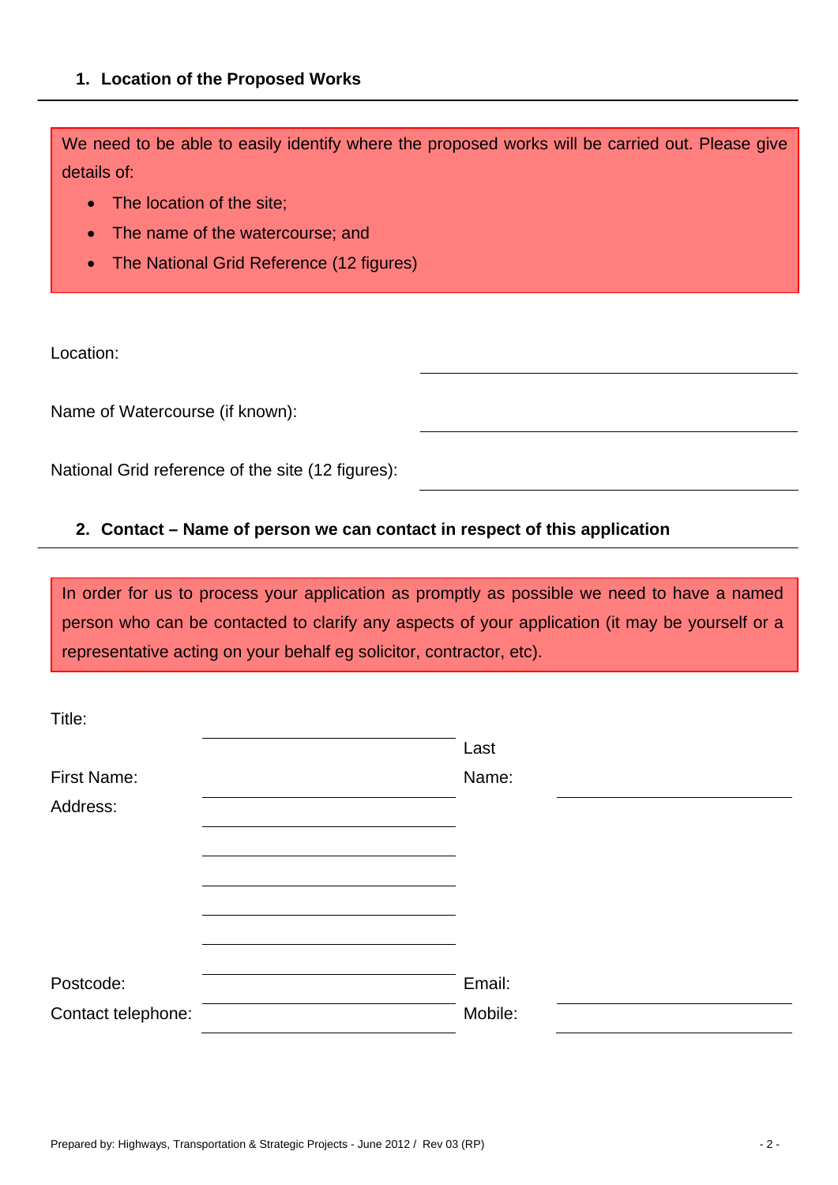## 1. Location of the Proposed Works

We need to be able to easily identify where the proposed works will be carried out. Please give details of:

- The location of the site;
- The name of the watercourse; and
- The National Grid Reference (12 figures)

Location: ______________________________

Name of Watercourse (if known): ______________________________

National Grid reference of the site (12 figures): ______________________________

## 2. Contact – Name of person we can contact in respect of this application

In order for us to process your application as promptly as possible we need to have a named person who can be contacted to clarify any aspects of your application (it may be yourself or a representative acting on your behalf eg solicitor, contractor, etc).

Title: ______________________________

First Name: ______________________________ Last Name: ______________________________

Address: ______________________________

______________________________

______________________________

______________________________

______________________________

Postcode: ______________________________ Email: ______________________________

Contact telephone: ______________________________ Mobile: ______________________________

Prepared by: Highways, Transportation & Strategic Projects - June 2012 / Rev 03 (RP)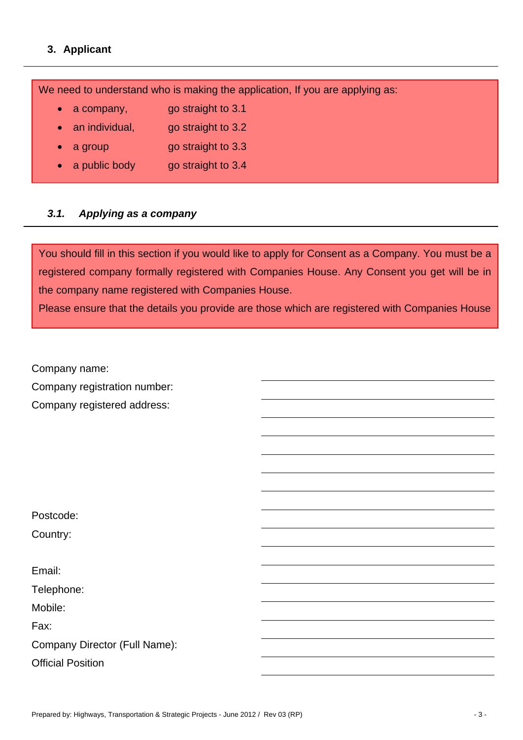## 3. Applicant

We need to understand who is making the application, If you are applying as:

- a company, go straight to 3.1
- an individual, go straight to 3.2
- a group go straight to 3.3
- a public body go straight to 3.4

### *3.1. Applying as a company*

You should fill in this section if you would like to apply for Consent as a Company. You must be a registered company formally registered with Companies House. Any Consent you get will be in the company name registered with Companies House.

Please ensure that the details you provide are those which are registered with Companies House

Company name: ____________________

Company registration number: ____________________

Company registered address: ____________________

____________________

____________________

____________________

____________________

____________________

Postcode: ____________________

Country: ____________________

Email: ____________________

Telephone: ____________________

Mobile: ____________________

Fax: ____________________

Company Director (Full Name): ____________________

Official Position ____________________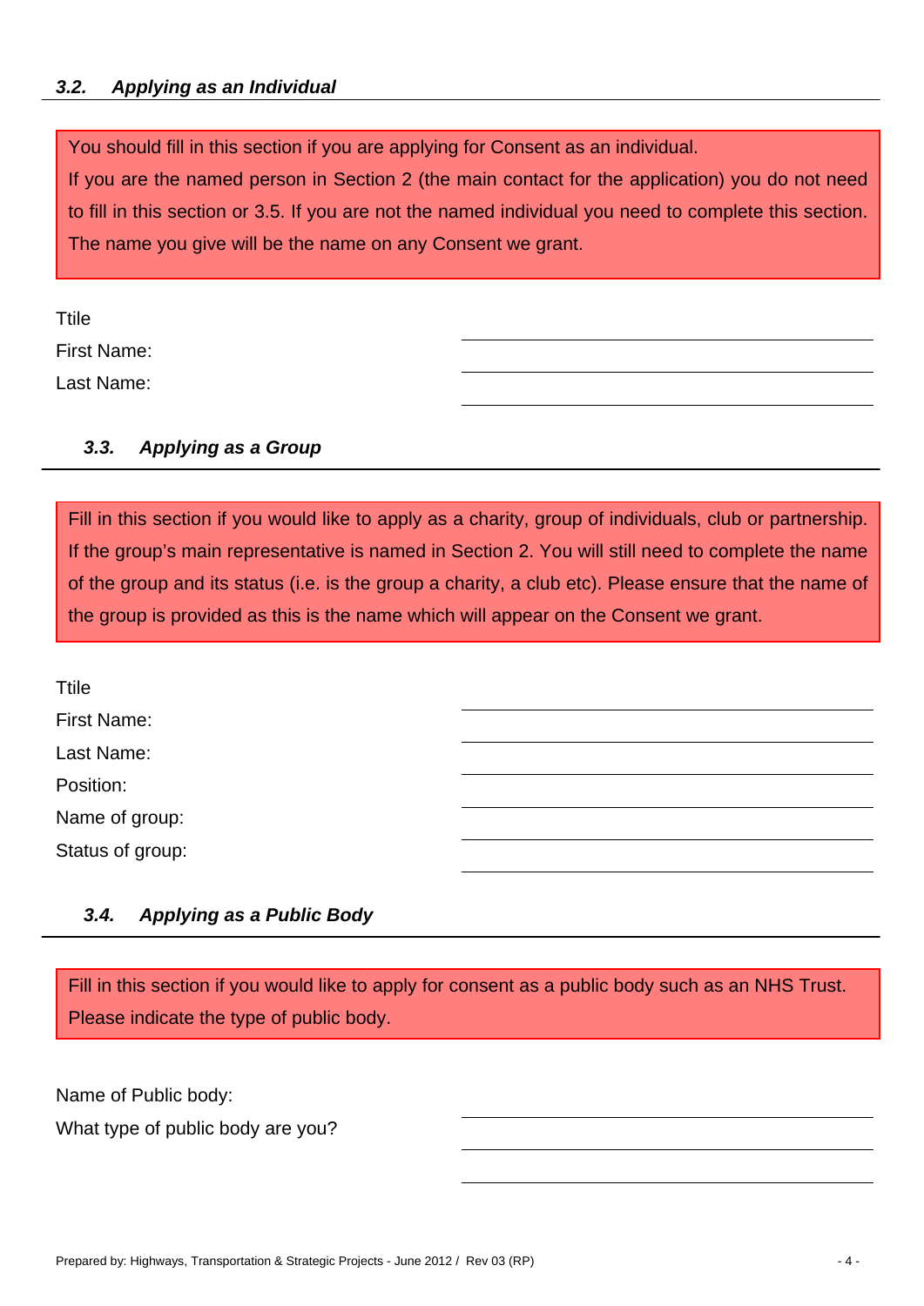### *3.2. Applying as an Individual*

> You should fill in this section if you are applying for Consent as an individual.
> If you are the named person in Section 2 (the main contact for the application) you do not need to fill in this section or 3.5. If you are not the named individual you need to complete this section. The name you give will be the name on any Consent we grant.

Ttile ______________________

First Name: ______________________

Last Name: ______________________

### *3.3. Applying as a Group*

> Fill in this section if you would like to apply as a charity, group of individuals, club or partnership. If the group's main representative is named in Section 2. You will still need to complete the name of the group and its status (i.e. is the group a charity, a club etc). Please ensure that the name of the group is provided as this is the name which will appear on the Consent we grant.

Ttile ______________________

First Name: ______________________

Last Name: ______________________

Position: ______________________

Name of group: ______________________

Status of group: ______________________

### *3.4. Applying as a Public Body*

> Fill in this section if you would like to apply for consent as a public body such as an NHS Trust. Please indicate the type of public body.

Name of Public body: ______________________

What type of public body are you? ______________________

______________________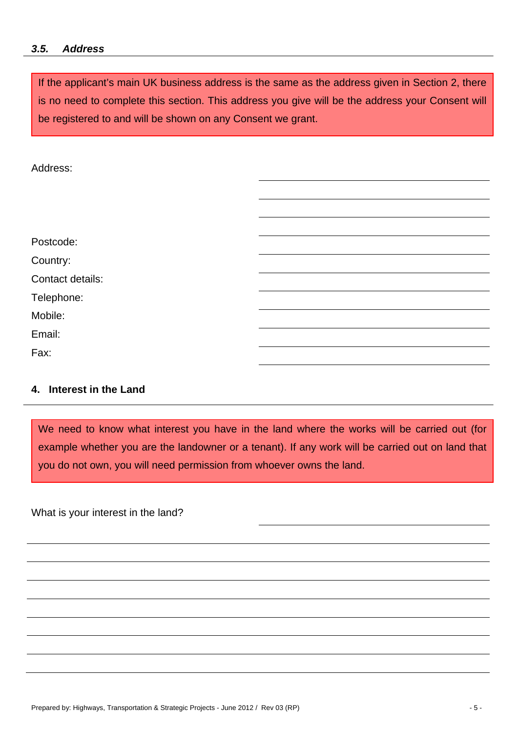### *3.5. Address*

> If the applicant's main UK business address is the same as the address given in Section 2, there is no need to complete this section. This address you give will be the address your Consent will be registered to and will be shown on any Consent we grant.

Address: \_\_\_\_\_\_\_\_\_\_\_\_\_\_\_\_\_\_\_\_\_\_\_\_\_\_\_\_

\_\_\_\_\_\_\_\_\_\_\_\_\_\_\_\_\_\_\_\_\_\_\_\_\_\_\_\_

\_\_\_\_\_\_\_\_\_\_\_\_\_\_\_\_\_\_\_\_\_\_\_\_\_\_\_\_

\_\_\_\_\_\_\_\_\_\_\_\_\_\_\_\_\_\_\_\_\_\_\_\_\_\_\_\_

Postcode: \_\_\_\_\_\_\_\_\_\_\_\_\_\_\_\_\_\_\_\_\_\_\_\_\_\_\_\_

Country: \_\_\_\_\_\_\_\_\_\_\_\_\_\_\_\_\_\_\_\_\_\_\_\_\_\_\_\_

Contact details: \_\_\_\_\_\_\_\_\_\_\_\_\_\_\_\_\_\_\_\_\_\_\_\_\_\_\_\_

Telephone: \_\_\_\_\_\_\_\_\_\_\_\_\_\_\_\_\_\_\_\_\_\_\_\_\_\_\_\_

Mobile: \_\_\_\_\_\_\_\_\_\_\_\_\_\_\_\_\_\_\_\_\_\_\_\_\_\_\_\_

Email: \_\_\_\_\_\_\_\_\_\_\_\_\_\_\_\_\_\_\_\_\_\_\_\_\_\_\_\_

Fax: \_\_\_\_\_\_\_\_\_\_\_\_\_\_\_\_\_\_\_\_\_\_\_\_\_\_\_\_

## 4. Interest in the Land

> We need to know what interest you have in the land where the works will be carried out (for example whether you are the landowner or a tenant). If any work will be carried out on land that you do not own, you will need permission from whoever owns the land.

What is your interest in the land? \_\_\_\_\_\_\_\_\_\_\_\_\_\_\_\_\_\_\_\_\_\_\_\_\_\_\_\_

\_\_\_\_\_\_\_\_\_\_\_\_\_\_\_\_\_\_\_\_\_\_\_\_\_\_\_\_\_\_\_\_\_\_\_\_\_\_\_\_\_\_\_\_\_\_\_\_\_\_\_\_\_\_\_\_

\_\_\_\_\_\_\_\_\_\_\_\_\_\_\_\_\_\_\_\_\_\_\_\_\_\_\_\_\_\_\_\_\_\_\_\_\_\_\_\_\_\_\_\_\_\_\_\_\_\_\_\_\_\_\_\_

\_\_\_\_\_\_\_\_\_\_\_\_\_\_\_\_\_\_\_\_\_\_\_\_\_\_\_\_\_\_\_\_\_\_\_\_\_\_\_\_\_\_\_\_\_\_\_\_\_\_\_\_\_\_\_\_

\_\_\_\_\_\_\_\_\_\_\_\_\_\_\_\_\_\_\_\_\_\_\_\_\_\_\_\_\_\_\_\_\_\_\_\_\_\_\_\_\_\_\_\_\_\_\_\_\_\_\_\_\_\_\_\_

\_\_\_\_\_\_\_\_\_\_\_\_\_\_\_\_\_\_\_\_\_\_\_\_\_\_\_\_\_\_\_\_\_\_\_\_\_\_\_\_\_\_\_\_\_\_\_\_\_\_\_\_\_\_\_\_

\_\_\_\_\_\_\_\_\_\_\_\_\_\_\_\_\_\_\_\_\_\_\_\_\_\_\_\_\_\_\_\_\_\_\_\_\_\_\_\_\_\_\_\_\_\_\_\_\_\_\_\_\_\_\_\_

\_\_\_\_\_\_\_\_\_\_\_\_\_\_\_\_\_\_\_\_\_\_\_\_\_\_\_\_\_\_\_\_\_\_\_\_\_\_\_\_\_\_\_\_\_\_\_\_\_\_\_\_\_\_\_\_

Prepared by: Highways, Transportation & Strategic Projects - June 2012 / Rev 03 (RP)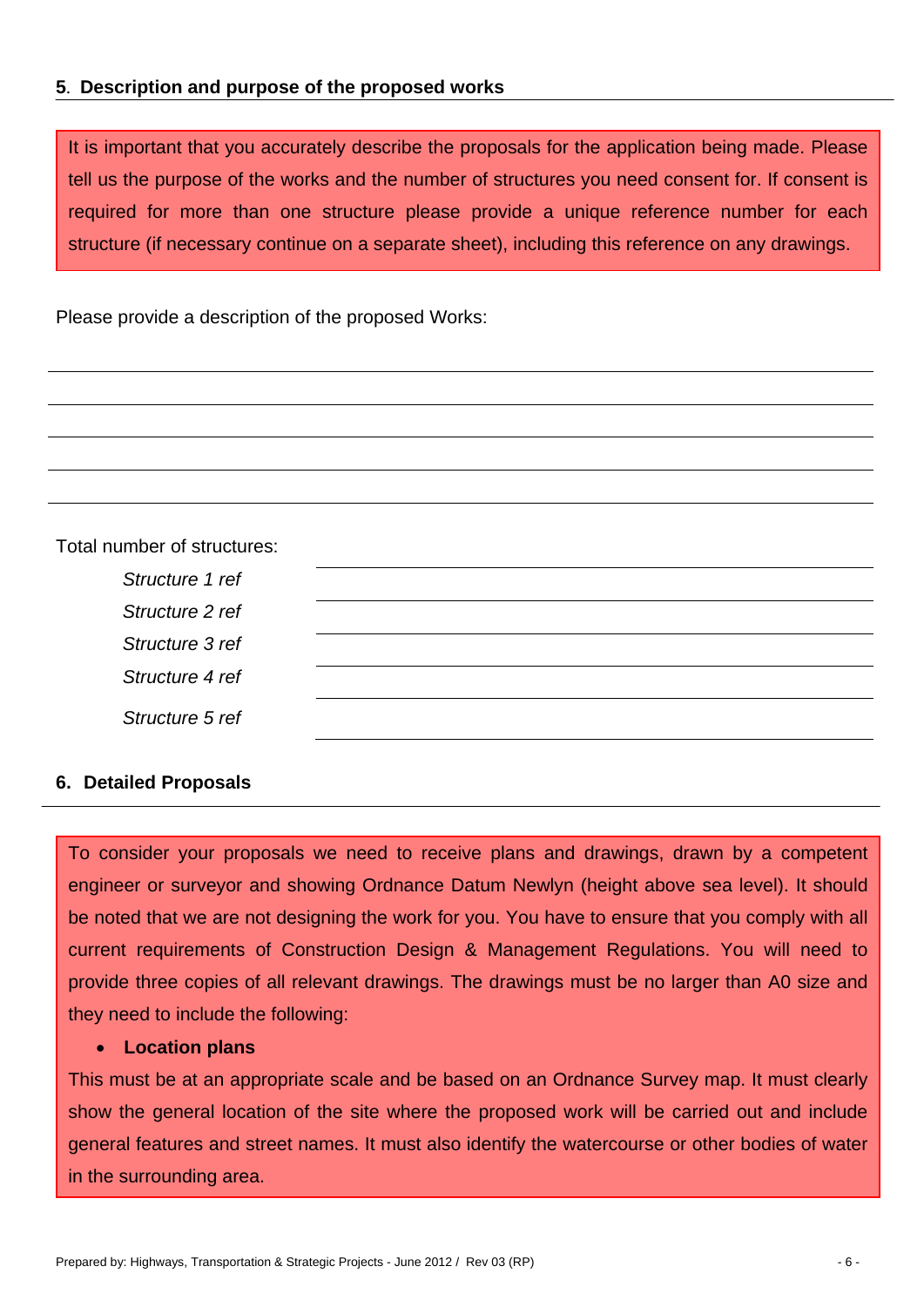## 5. Description and purpose of the proposed works

It is important that you accurately describe the proposals for the application being made. Please tell us the purpose of the works and the number of structures you need consent for. If consent is required for more than one structure please provide a unique reference number for each structure (if necessary continue on a separate sheet), including this reference on any drawings.

Please provide a description of the proposed Works:

______________________________________________________________________

______________________________________________________________________

______________________________________________________________________

______________________________________________________________________

______________________________________________________________________

Total number of structures: ______________________________

*Structure 1 ref* ______________________________

*Structure 2 ref* ______________________________

*Structure 3 ref* ______________________________

*Structure 4 ref* ______________________________

*Structure 5 ref* ______________________________

## 6. Detailed Proposals

To consider your proposals we need to receive plans and drawings, drawn by a competent engineer or surveyor and showing Ordnance Datum Newlyn (height above sea level). It should be noted that we are not designing the work for you. You have to ensure that you comply with all current requirements of Construction Design & Management Regulations. You will need to provide three copies of all relevant drawings. The drawings must be no larger than A0 size and they need to include the following:

- **Location plans**

This must be at an appropriate scale and be based on an Ordnance Survey map. It must clearly show the general location of the site where the proposed work will be carried out and include general features and street names. It must also identify the watercourse or other bodies of water in the surrounding area.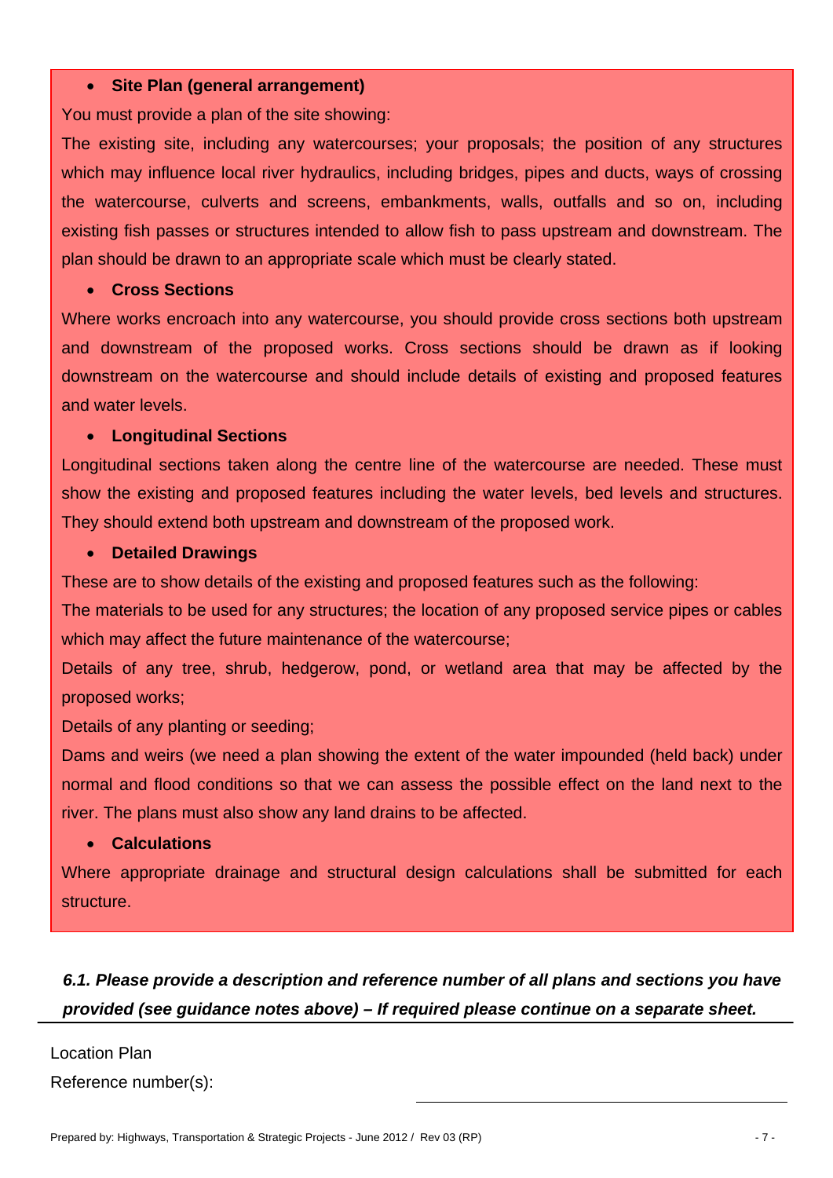- **Site Plan (general arrangement)**

You must provide a plan of the site showing:

The existing site, including any watercourses; your proposals; the position of any structures which may influence local river hydraulics, including bridges, pipes and ducts, ways of crossing the watercourse, culverts and screens, embankments, walls, outfalls and so on, including existing fish passes or structures intended to allow fish to pass upstream and downstream. The plan should be drawn to an appropriate scale which must be clearly stated.

- **Cross Sections**

Where works encroach into any watercourse, you should provide cross sections both upstream and downstream of the proposed works. Cross sections should be drawn as if looking downstream on the watercourse and should include details of existing and proposed features and water levels.

- **Longitudinal Sections**

Longitudinal sections taken along the centre line of the watercourse are needed. These must show the existing and proposed features including the water levels, bed levels and structures. They should extend both upstream and downstream of the proposed work.

- **Detailed Drawings**

These are to show details of the existing and proposed features such as the following:

The materials to be used for any structures; the location of any proposed service pipes or cables which may affect the future maintenance of the watercourse;

Details of any tree, shrub, hedgerow, pond, or wetland area that may be affected by the proposed works;

Details of any planting or seeding;

Dams and weirs (we need a plan showing the extent of the water impounded (held back) under normal and flood conditions so that we can assess the possible effect on the land next to the river. The plans must also show any land drains to be affected.

- **Calculations**

Where appropriate drainage and structural design calculations shall be submitted for each structure.

***6.1. Please provide a description and reference number of all plans and sections you have provided (see guidance notes above) – If required please continue on a separate sheet.***

Location Plan

Reference number(s): ______________________________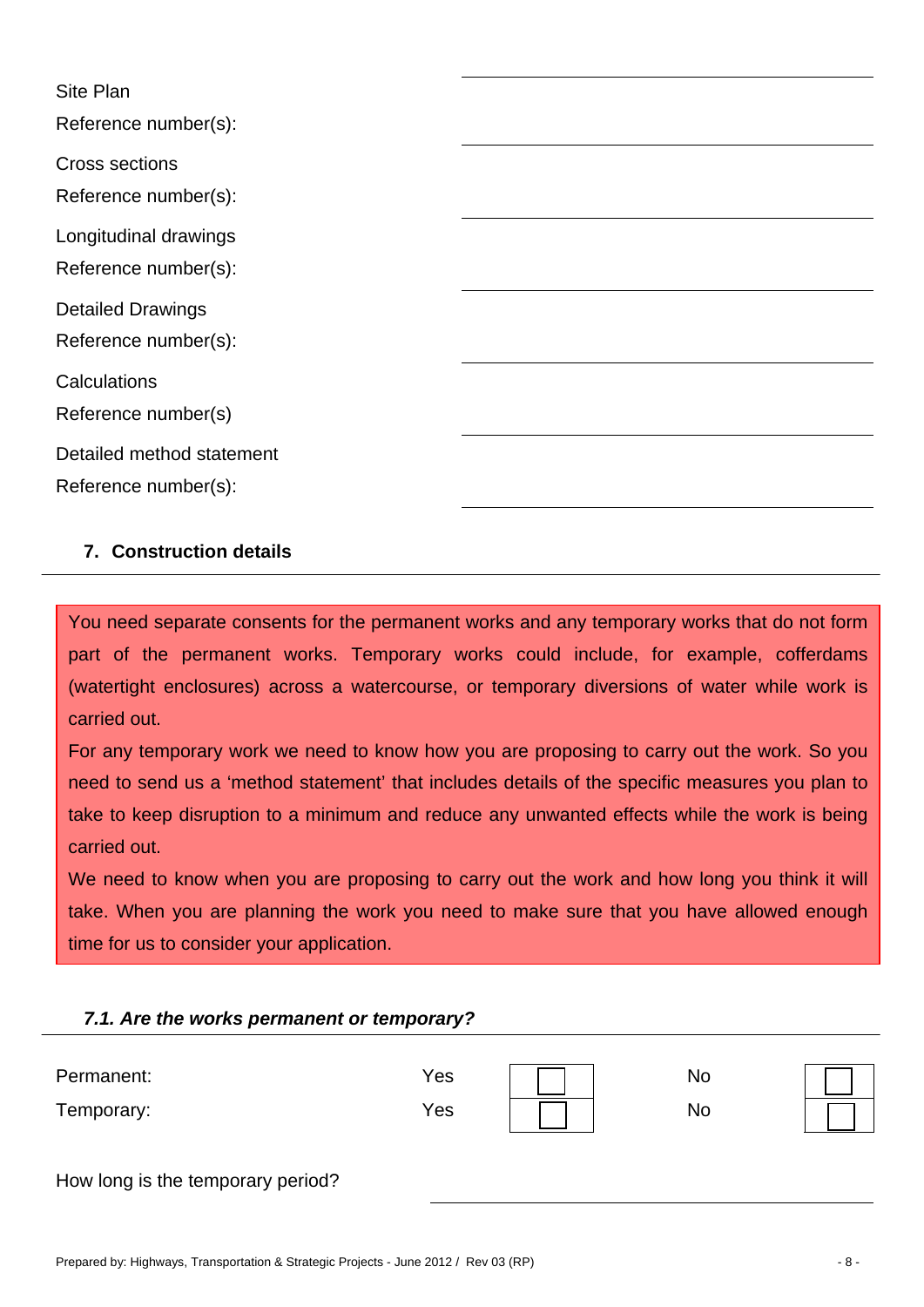Site Plan
Reference number(s): ______________________

Cross sections
Reference number(s): ______________________

Longitudinal drawings
Reference number(s): ______________________

Detailed Drawings
Reference number(s): ______________________

Calculations
Reference number(s) ______________________

Detailed method statement
Reference number(s): ______________________

## 7. Construction details

You need separate consents for the permanent works and any temporary works that do not form part of the permanent works. Temporary works could include, for example, cofferdams (watertight enclosures) across a watercourse, or temporary diversions of water while work is carried out.

For any temporary work we need to know how you are proposing to carry out the work. So you need to send us a 'method statement' that includes details of the specific measures you plan to take to keep disruption to a minimum and reduce any unwanted effects while the work is being carried out.

We need to know when you are proposing to carry out the work and how long you think it will take. When you are planning the work you need to make sure that you have allowed enough time for us to consider your application.

### *7.1. Are the works permanent or temporary?*

| | | | | |
|---|---|---|---|---|
| Permanent: | Yes | ☐ | No | ☐ |
| Temporary: | Yes | ☐ | No | ☐ |

How long is the temporary period? ______________________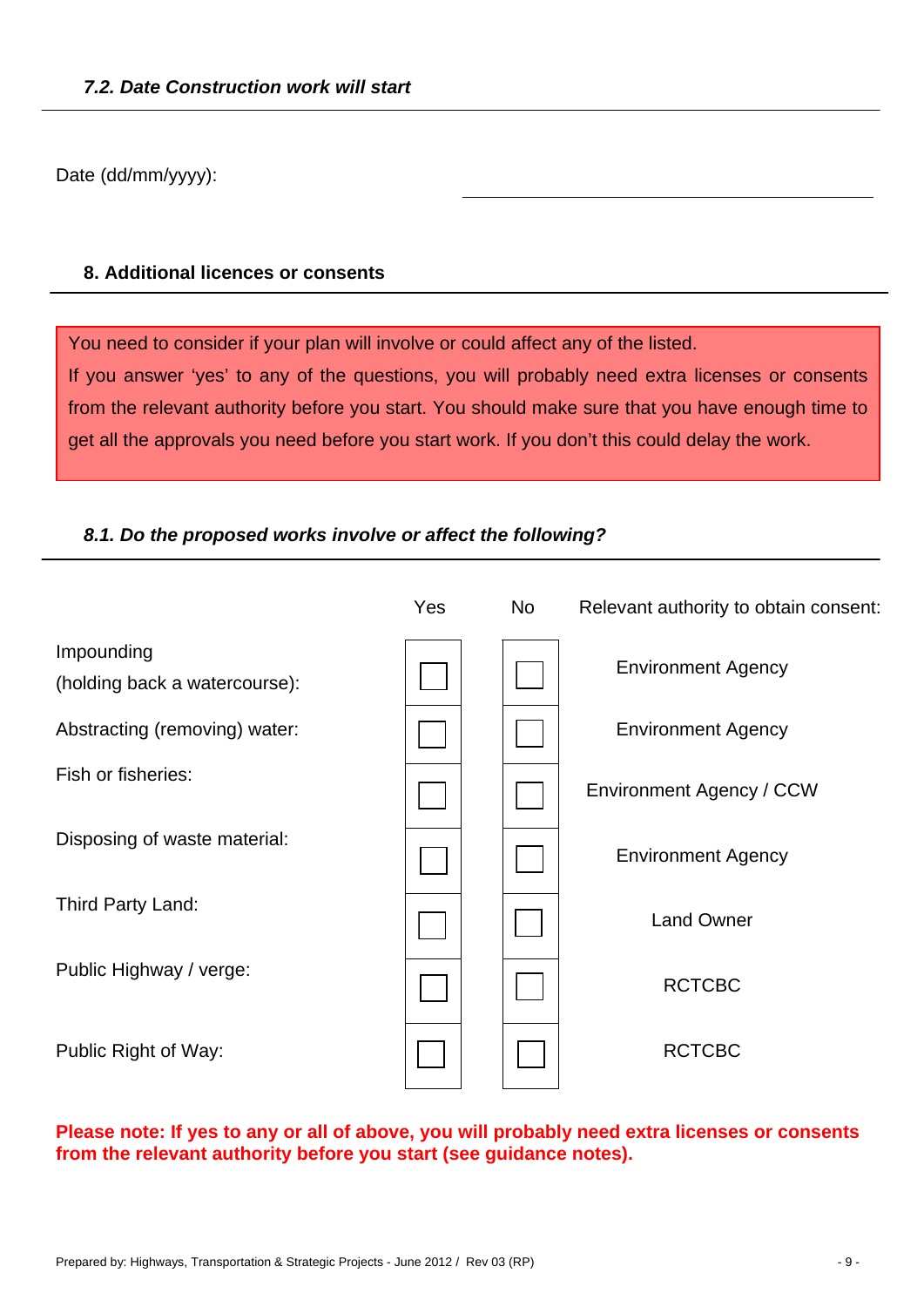### *7.2. Date Construction work will start*

Date (dd/mm/yyyy): ______________________________

## 8. Additional licences or consents

You need to consider if your plan will involve or could affect any of the listed.
If you answer 'yes' to any of the questions, you will probably need extra licenses or consents from the relevant authority before you start. You should make sure that you have enough time to get all the approvals you need before you start work. If you don't this could delay the work.

### *8.1. Do the proposed works involve or affect the following?*

| | Yes | No | Relevant authority to obtain consent: |
|---|---|---|---|
| Impounding (holding back a watercourse): | ☐ | ☐ | Environment Agency |
| Abstracting (removing) water: | ☐ | ☐ | Environment Agency |
| Fish or fisheries: | ☐ | ☐ | Environment Agency / CCW |
| Disposing of waste material: | ☐ | ☐ | Environment Agency |
| Third Party Land: | ☐ | ☐ | Land Owner |
| Public Highway / verge: | ☐ | ☐ | RCTCBC |
| Public Right of Way: | ☐ | ☐ | RCTCBC |

**Please note: If yes to any or all of above, you will probably need extra licenses or consents from the relevant authority before you start (see guidance notes).**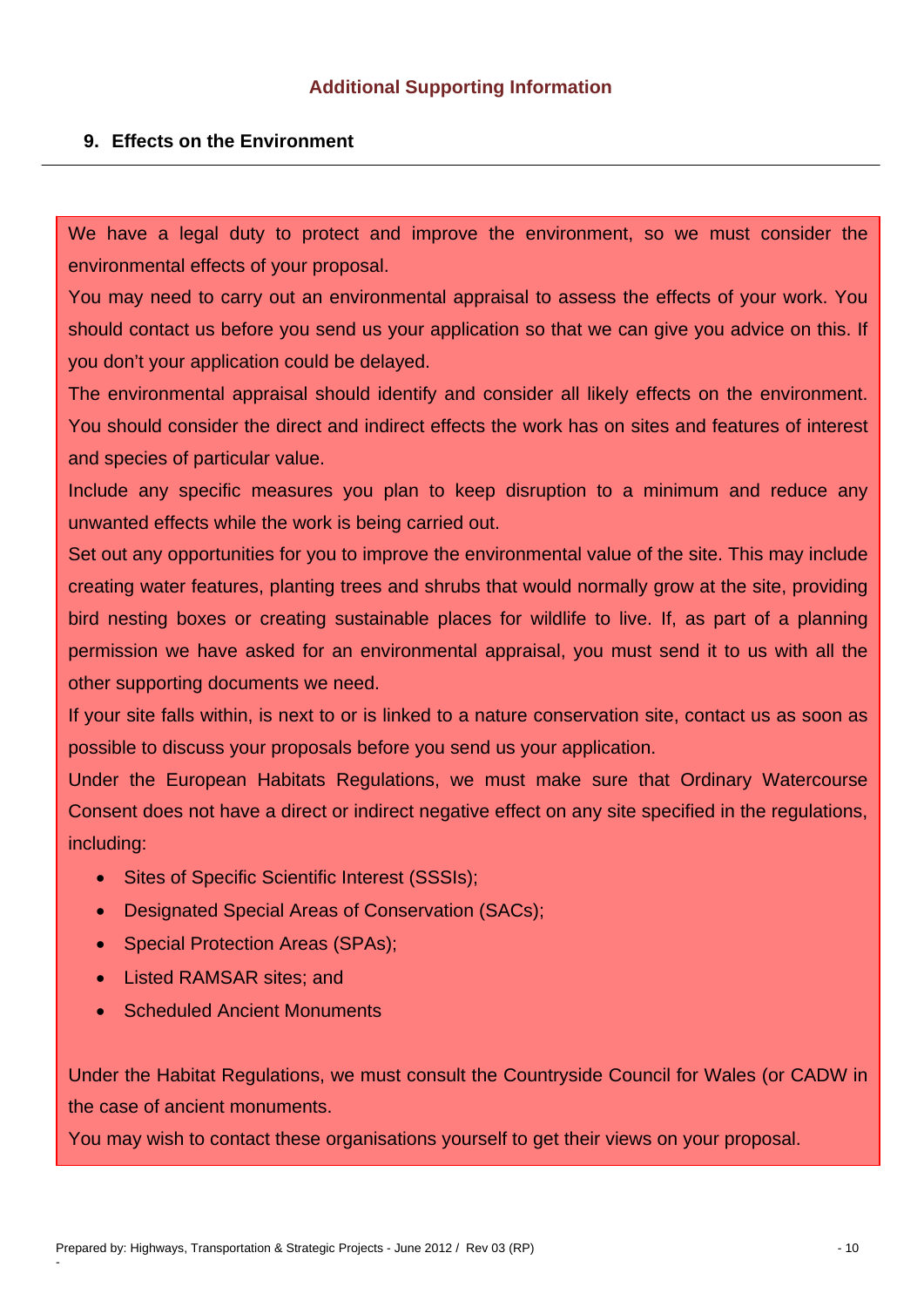## Additional Supporting Information

### 9. Effects on the Environment

We have a legal duty to protect and improve the environment, so we must consider the environmental effects of your proposal.

You may need to carry out an environmental appraisal to assess the effects of your work. You should contact us before you send us your application so that we can give you advice on this. If you don't your application could be delayed.

The environmental appraisal should identify and consider all likely effects on the environment. You should consider the direct and indirect effects the work has on sites and features of interest and species of particular value.

Include any specific measures you plan to keep disruption to a minimum and reduce any unwanted effects while the work is being carried out.

Set out any opportunities for you to improve the environmental value of the site. This may include creating water features, planting trees and shrubs that would normally grow at the site, providing bird nesting boxes or creating sustainable places for wildlife to live. If, as part of a planning permission we have asked for an environmental appraisal, you must send it to us with all the other supporting documents we need.

If your site falls within, is next to or is linked to a nature conservation site, contact us as soon as possible to discuss your proposals before you send us your application.

Under the European Habitats Regulations, we must make sure that Ordinary Watercourse Consent does not have a direct or indirect negative effect on any site specified in the regulations, including:

- Sites of Specific Scientific Interest (SSSIs);
- Designated Special Areas of Conservation (SACs);
- Special Protection Areas (SPAs);
- Listed RAMSAR sites; and
- Scheduled Ancient Monuments

Under the Habitat Regulations, we must consult the Countryside Council for Wales (or CADW in the case of ancient monuments.

You may wish to contact these organisations yourself to get their views on your proposal.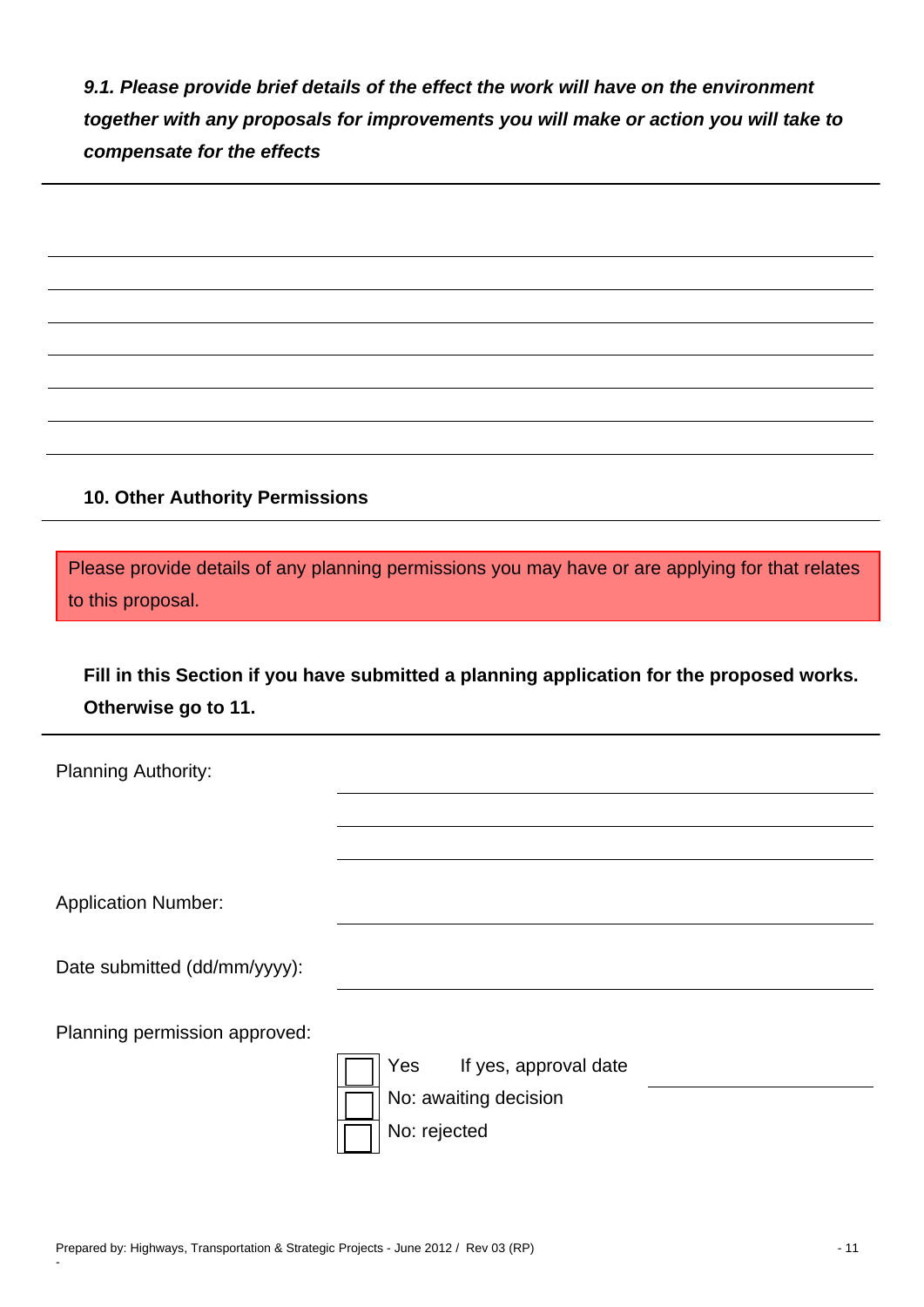***9.1. Please provide brief details of the effect the work will have on the environment together with any proposals for improvements you will make or action you will take to compensate for the effects***

---

______________________________________________________________________

______________________________________________________________________

______________________________________________________________________

______________________________________________________________________

______________________________________________________________________

______________________________________________________________________

______________________________________________________________________

## 10. Other Authority Permissions

Please provide details of any planning permissions you may have or are applying for that relates to this proposal.

**Fill in this Section if you have submitted a planning application for the proposed works. Otherwise go to 11.**

---

Planning Authority: ______________________________________________

______________________________________________

______________________________________________

Application Number: ______________________________________________

Date submitted (dd/mm/yyyy): ______________________________________________

Planning permission approved:

- [ ] Yes  If yes, approval date ____________________
- [ ] No: awaiting decision
- [ ] No: rejected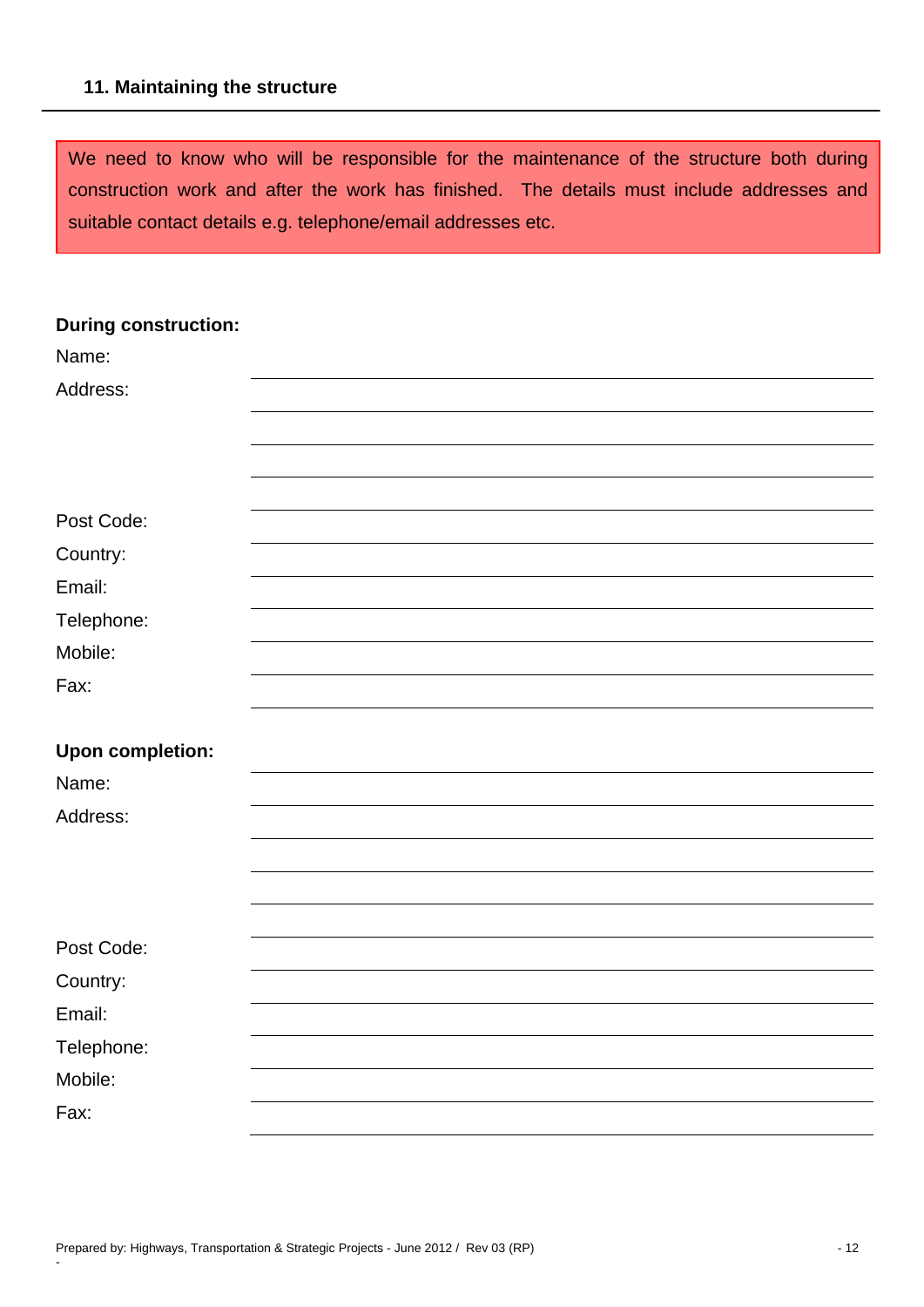## 11. Maintaining the structure

We need to know who will be responsible for the maintenance of the structure both during construction work and after the work has finished. The details must include addresses and suitable contact details e.g. telephone/email addresses etc.

**During construction:**

Name: ______________________________

Address: ______________________________

______________________________

______________________________

______________________________

Post Code: ______________________________

Country: ______________________________

Email: ______________________________

Telephone: ______________________________

Mobile: ______________________________

Fax: ______________________________

**Upon completion:**

Name: ______________________________

Address: ______________________________

______________________________

______________________________

______________________________

Post Code: ______________________________

Country: ______________________________

Email: ______________________________

Telephone: ______________________________

Mobile: ______________________________

Fax: ______________________________

Prepared by: Highways, Transportation & Strategic Projects - June 2012 / Rev 03 (RP)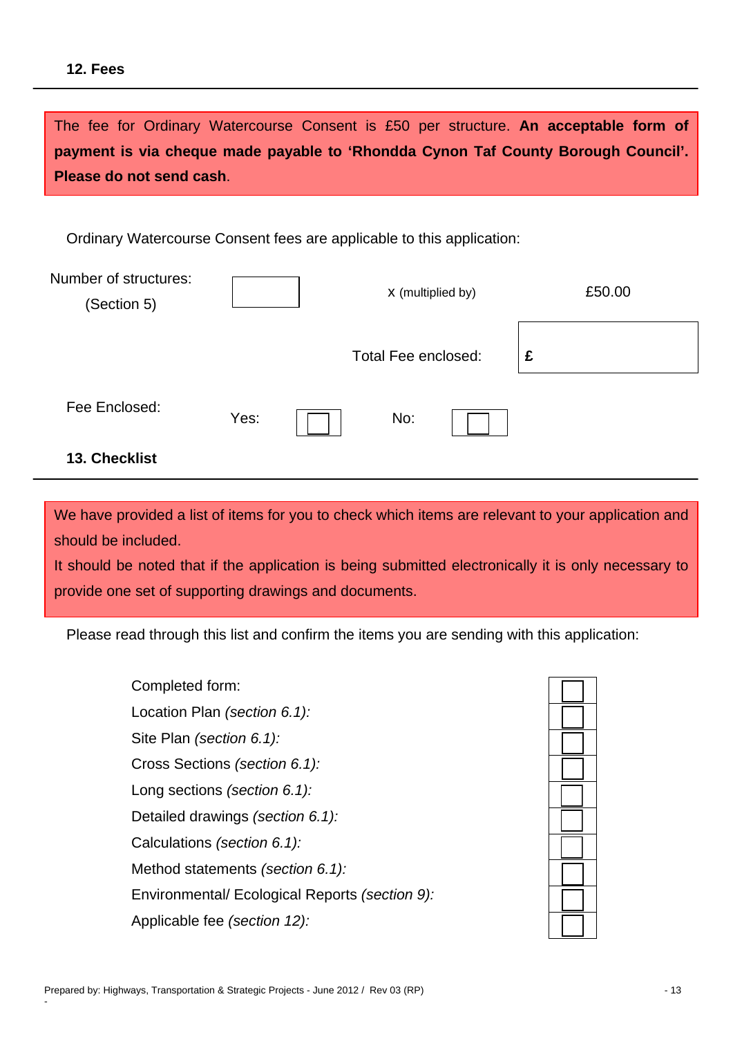## 12. Fees

The fee for Ordinary Watercourse Consent is £50 per structure. **An acceptable form of payment is via cheque made payable to 'Rhondda Cynon Taf County Borough Council'. Please do not send cash**.

Ordinary Watercourse Consent fees are applicable to this application:

| | | | |
|---|---|---|---|
| Number of structures: (Section 5) | ☐ | x (multiplied by) | £50.00 |
| | | Total Fee enclosed: | £ |

Fee Enclosed: Yes: ☐ No: ☐

## 13. Checklist

We have provided a list of items for you to check which items are relevant to your application and should be included.

It should be noted that if the application is being submitted electronically it is only necessary to provide one set of supporting drawings and documents.

Please read through this list and confirm the items you are sending with this application:

| | |
|---|---|
| Completed form: | ☐ |
| Location Plan *(section 6.1):* | ☐ |
| Site Plan *(section 6.1):* | ☐ |
| Cross Sections *(section 6.1):* | ☐ |
| Long sections *(section 6.1):* | ☐ |
| Detailed drawings *(section 6.1):* | ☐ |
| Calculations *(section 6.1):* | ☐ |
| Method statements *(section 6.1):* | ☐ |
| Environmental/ Ecological Reports *(section 9):* | ☐ |
| Applicable fee *(section 12):* | ☐ |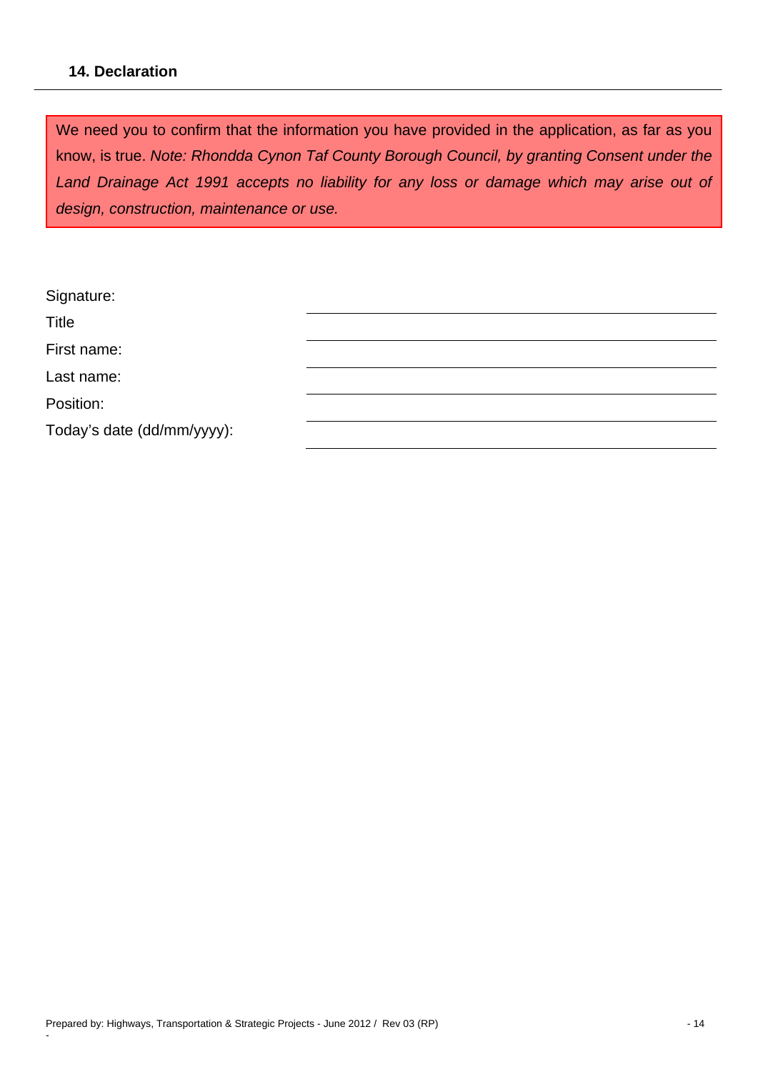## 14. Declaration

We need you to confirm that the information you have provided in the application, as far as you know, is true. *Note: Rhondda Cynon Taf County Borough Council, by granting Consent under the Land Drainage Act 1991 accepts no liability for any loss or damage which may arise out of design, construction, maintenance or use.*

Signature: \_\_\_\_\_\_\_\_\_\_\_\_\_\_\_\_\_\_\_\_

Title \_\_\_\_\_\_\_\_\_\_\_\_\_\_\_\_\_\_\_\_

First name: \_\_\_\_\_\_\_\_\_\_\_\_\_\_\_\_\_\_\_\_

Last name: \_\_\_\_\_\_\_\_\_\_\_\_\_\_\_\_\_\_\_\_

Position: \_\_\_\_\_\_\_\_\_\_\_\_\_\_\_\_\_\_\_\_

Today's date (dd/mm/yyyy): \_\_\_\_\_\_\_\_\_\_\_\_\_\_\_\_\_\_\_\_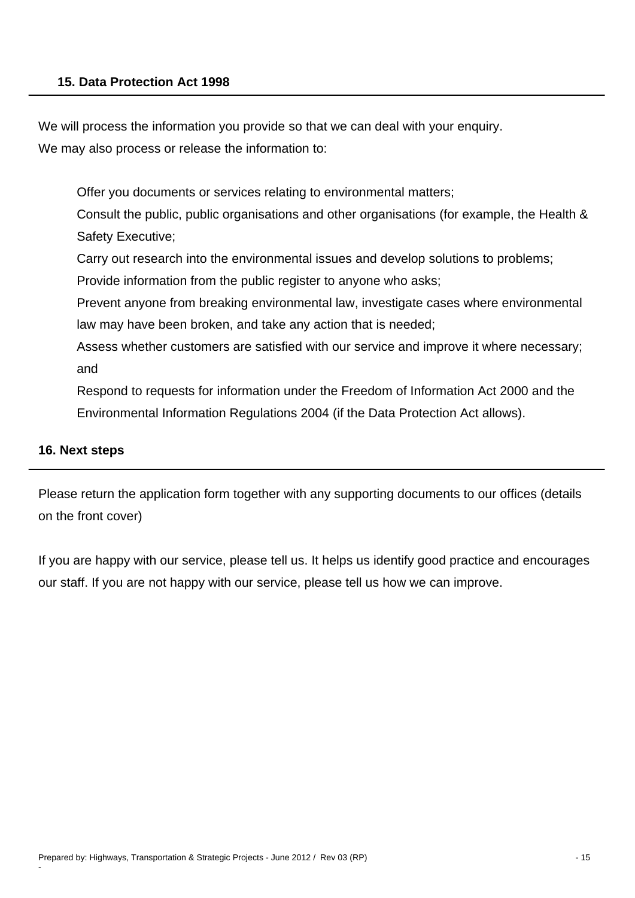## 15. Data Protection Act 1998

We will process the information you provide so that we can deal with your enquiry.
We may also process or release the information to:

- Offer you documents or services relating to environmental matters;
- Consult the public, public organisations and other organisations (for example, the Health & Safety Executive;
- Carry out research into the environmental issues and develop solutions to problems;
- Provide information from the public register to anyone who asks;
- Prevent anyone from breaking environmental law, investigate cases where environmental law may have been broken, and take any action that is needed;
- Assess whether customers are satisfied with our service and improve it where necessary; and
- Respond to requests for information under the Freedom of Information Act 2000 and the Environmental Information Regulations 2004 (if the Data Protection Act allows).

## 16. Next steps

Please return the application form together with any supporting documents to our offices (details on the front cover)

If you are happy with our service, please tell us. It helps us identify good practice and encourages our staff. If you are not happy with our service, please tell us how we can improve.